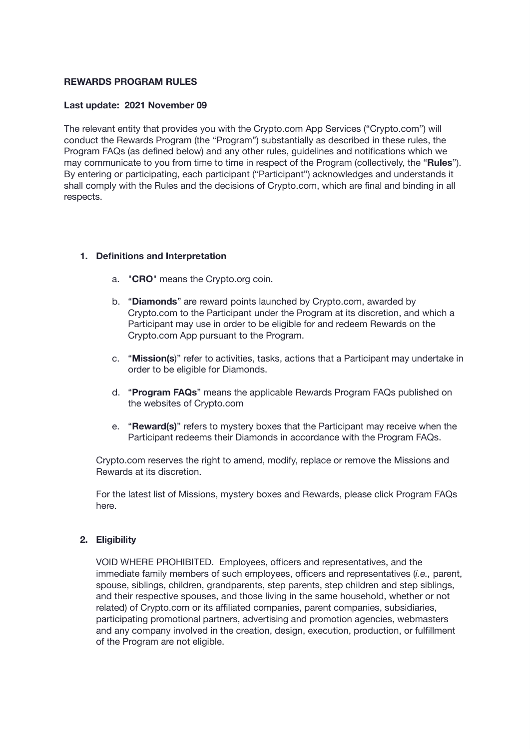**REWARDS PROGRAM RULES**

**Last update: 2021 November 09**

The relevant entity that provides you with the Crypto.com App Services ("Crypto.com") will conduct the Rewards Program (the "Program") substantially as described in these rules, the Program FAQs (as defined below) and any other rules, guidelines and notifications which we may communicate to you from time to time in respect of the Program (collectively, the "**Rules**"). By entering or participating, each participant ("Participant") acknowledges and understands it shall comply with the Rules and the decisions of Crypto.com, which are final and binding in all respects.

1. **Definitions and Interpretation**

   a. "**CRO**" means the Crypto.org coin.

   b. "**Diamonds**" are reward points launched by Crypto.com, awarded by Crypto.com to the Participant under the Program at its discretion, and which a Participant may use in order to be eligible for and redeem Rewards on the Crypto.com App pursuant to the Program.

   c. "**Mission(s)**" refer to activities, tasks, actions that a Participant may undertake in order to be eligible for Diamonds.

   d. "**Program FAQs**" means the applicable Rewards Program FAQs published on the websites of Crypto.com

   e. "**Reward(s)**" refers to mystery boxes that the Participant may receive when the Participant redeems their Diamonds in accordance with the Program FAQs.

   Crypto.com reserves the right to amend, modify, replace or remove the Missions and Rewards at its discretion.

   For the latest list of Missions, mystery boxes and Rewards, please click Program FAQs here.

2. **Eligibility**

   VOID WHERE PROHIBITED. Employees, officers and representatives, and the immediate family members of such employees, officers and representatives (*i.e.,* parent, spouse, siblings, children, grandparents, step parents, step children and step siblings, and their respective spouses, and those living in the same household, whether or not related) of Crypto.com or its affiliated companies, parent companies, subsidiaries, participating promotional partners, advertising and promotion agencies, webmasters and any company involved in the creation, design, execution, production, or fulfillment of the Program are not eligible.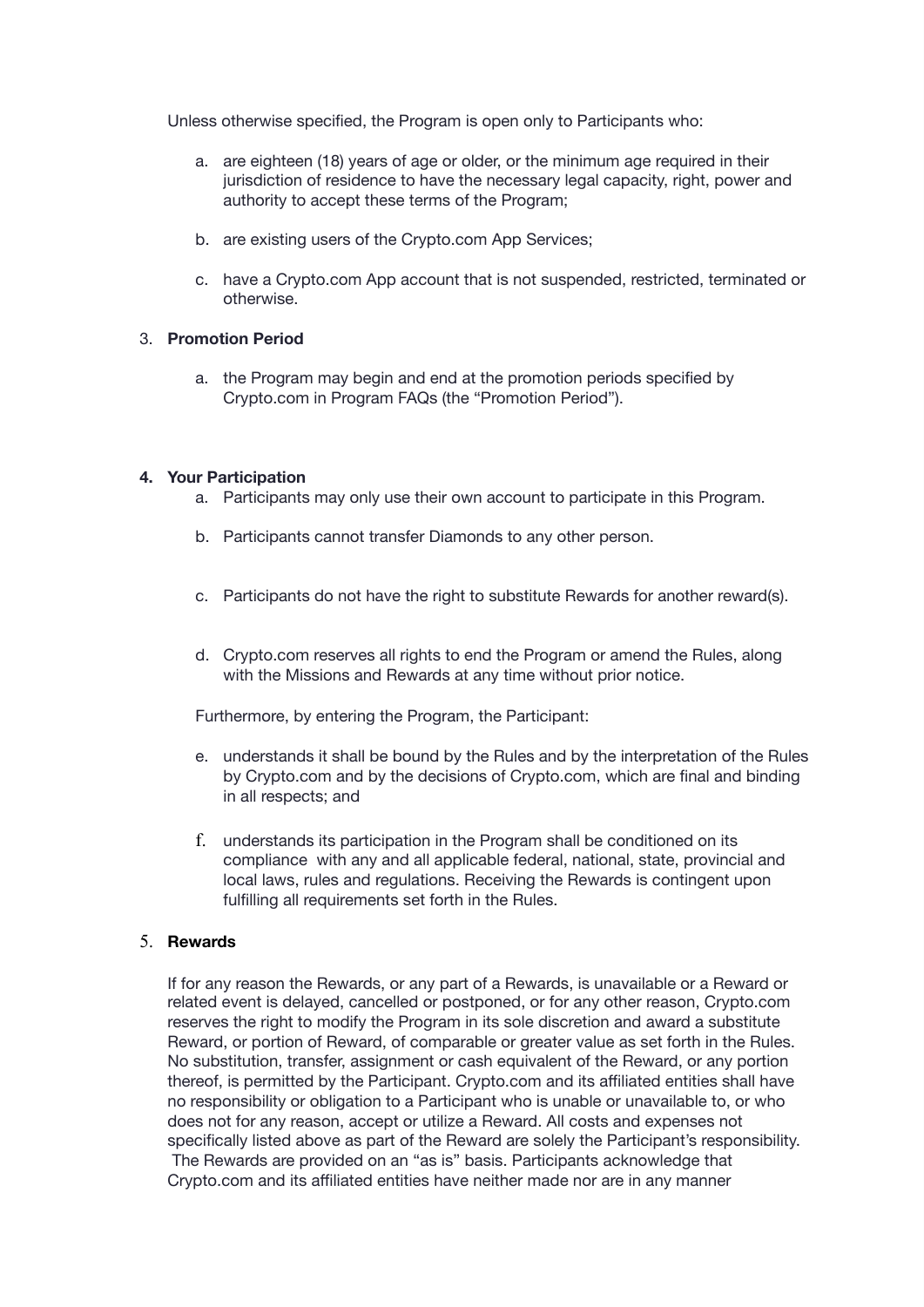Unless otherwise specified, the Program is open only to Participants who:

a. are eighteen (18) years of age or older, or the minimum age required in their jurisdiction of residence to have the necessary legal capacity, right, power and authority to accept these terms of the Program;

b. are existing users of the Crypto.com App Services;

c. have a Crypto.com App account that is not suspended, restricted, terminated or otherwise.

3. **Promotion Period**

a. the Program may begin and end at the promotion periods specified by Crypto.com in Program FAQs (the "Promotion Period").

4. **Your Participation**

a. Participants may only use their own account to participate in this Program.

b. Participants cannot transfer Diamonds to any other person.

c. Participants do not have the right to substitute Rewards for another reward(s).

d. Crypto.com reserves all rights to end the Program or amend the Rules, along with the Missions and Rewards at any time without prior notice.

Furthermore, by entering the Program, the Participant:

e. understands it shall be bound by the Rules and by the interpretation of the Rules by Crypto.com and by the decisions of Crypto.com, which are final and binding in all respects; and

f. understands its participation in the Program shall be conditioned on its compliance with any and all applicable federal, national, state, provincial and local laws, rules and regulations. Receiving the Rewards is contingent upon fulfilling all requirements set forth in the Rules.

5. **Rewards**

If for any reason the Rewards, or any part of a Rewards, is unavailable or a Reward or related event is delayed, cancelled or postponed, or for any other reason, Crypto.com reserves the right to modify the Program in its sole discretion and award a substitute Reward, or portion of Reward, of comparable or greater value as set forth in the Rules. No substitution, transfer, assignment or cash equivalent of the Reward, or any portion thereof, is permitted by the Participant. Crypto.com and its affiliated entities shall have no responsibility or obligation to a Participant who is unable or unavailable to, or who does not for any reason, accept or utilize a Reward. All costs and expenses not specifically listed above as part of the Reward are solely the Participant's responsibility. The Rewards are provided on an "as is" basis. Participants acknowledge that Crypto.com and its affiliated entities have neither made nor are in any manner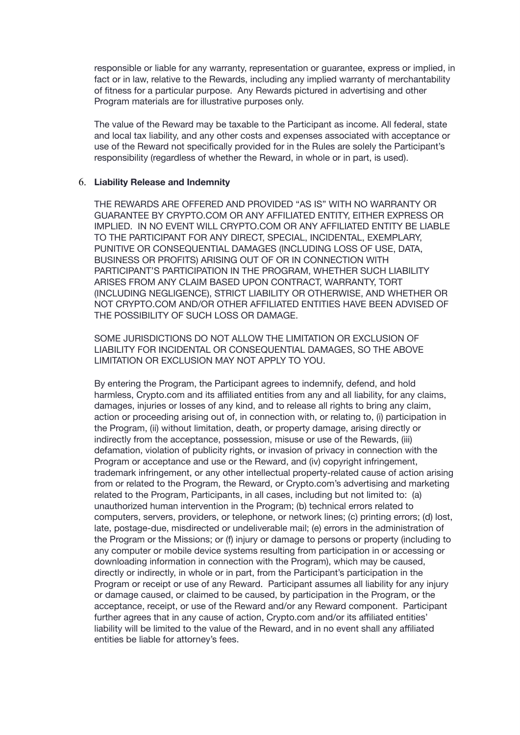responsible or liable for any warranty, representation or guarantee, express or implied, in fact or in law, relative to the Rewards, including any implied warranty of merchantability of fitness for a particular purpose. Any Rewards pictured in advertising and other Program materials are for illustrative purposes only.

The value of the Reward may be taxable to the Participant as income. All federal, state and local tax liability, and any other costs and expenses associated with acceptance or use of the Reward not specifically provided for in the Rules are solely the Participant's responsibility (regardless of whether the Reward, in whole or in part, is used).

6. **Liability Release and Indemnity**

THE REWARDS ARE OFFERED AND PROVIDED "AS IS" WITH NO WARRANTY OR GUARANTEE BY CRYPTO.COM OR ANY AFFILIATED ENTITY, EITHER EXPRESS OR IMPLIED. IN NO EVENT WILL CRYPTO.COM OR ANY AFFILIATED ENTITY BE LIABLE TO THE PARTICIPANT FOR ANY DIRECT, SPECIAL, INCIDENTAL, EXEMPLARY, PUNITIVE OR CONSEQUENTIAL DAMAGES (INCLUDING LOSS OF USE, DATA, BUSINESS OR PROFITS) ARISING OUT OF OR IN CONNECTION WITH PARTICIPANT'S PARTICIPATION IN THE PROGRAM, WHETHER SUCH LIABILITY ARISES FROM ANY CLAIM BASED UPON CONTRACT, WARRANTY, TORT (INCLUDING NEGLIGENCE), STRICT LIABILITY OR OTHERWISE, AND WHETHER OR NOT CRYPTO.COM AND/OR OTHER AFFILIATED ENTITIES HAVE BEEN ADVISED OF THE POSSIBILITY OF SUCH LOSS OR DAMAGE.

SOME JURISDICTIONS DO NOT ALLOW THE LIMITATION OR EXCLUSION OF LIABILITY FOR INCIDENTAL OR CONSEQUENTIAL DAMAGES, SO THE ABOVE LIMITATION OR EXCLUSION MAY NOT APPLY TO YOU.

By entering the Program, the Participant agrees to indemnify, defend, and hold harmless, Crypto.com and its affiliated entities from any and all liability, for any claims, damages, injuries or losses of any kind, and to release all rights to bring any claim, action or proceeding arising out of, in connection with, or relating to, (i) participation in the Program, (ii) without limitation, death, or property damage, arising directly or indirectly from the acceptance, possession, misuse or use of the Rewards, (iii) defamation, violation of publicity rights, or invasion of privacy in connection with the Program or acceptance and use or the Reward, and (iv) copyright infringement, trademark infringement, or any other intellectual property-related cause of action arising from or related to the Program, the Reward, or Crypto.com's advertising and marketing related to the Program, Participants, in all cases, including but not limited to: (a) unauthorized human intervention in the Program; (b) technical errors related to computers, servers, providers, or telephone, or network lines; (c) printing errors; (d) lost, late, postage-due, misdirected or undeliverable mail; (e) errors in the administration of the Program or the Missions; or (f) injury or damage to persons or property (including to any computer or mobile device systems resulting from participation in or accessing or downloading information in connection with the Program), which may be caused, directly or indirectly, in whole or in part, from the Participant's participation in the Program or receipt or use of any Reward. Participant assumes all liability for any injury or damage caused, or claimed to be caused, by participation in the Program, or the acceptance, receipt, or use of the Reward and/or any Reward component. Participant further agrees that in any cause of action, Crypto.com and/or its affiliated entities' liability will be limited to the value of the Reward, and in no event shall any affiliated entities be liable for attorney's fees.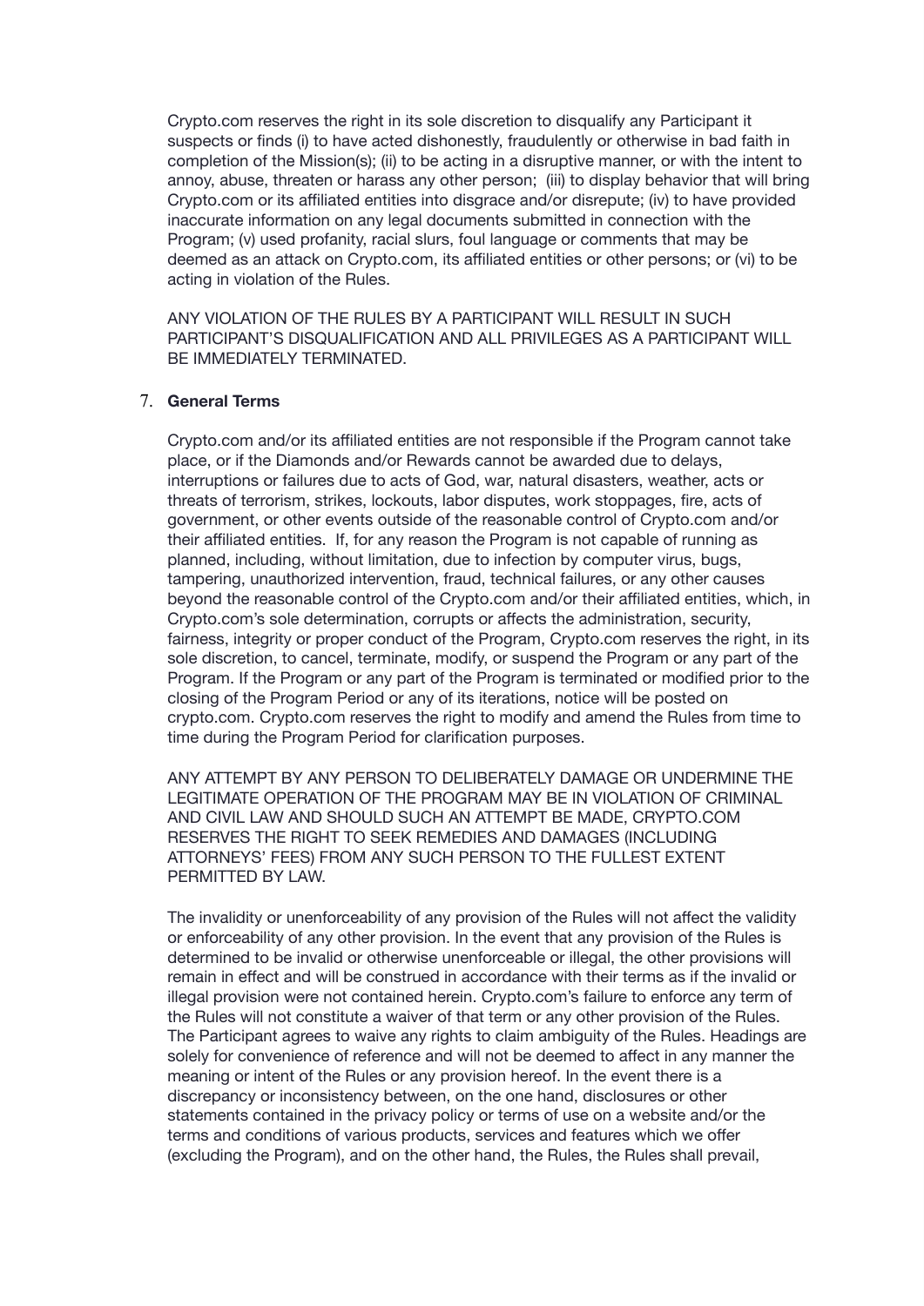Crypto.com reserves the right in its sole discretion to disqualify any Participant it suspects or finds (i) to have acted dishonestly, fraudulently or otherwise in bad faith in completion of the Mission(s); (ii) to be acting in a disruptive manner, or with the intent to annoy, abuse, threaten or harass any other person; (iii) to display behavior that will bring Crypto.com or its affiliated entities into disgrace and/or disrepute; (iv) to have provided inaccurate information on any legal documents submitted in connection with the Program; (v) used profanity, racial slurs, foul language or comments that may be deemed as an attack on Crypto.com, its affiliated entities or other persons; or (vi) to be acting in violation of the Rules.

ANY VIOLATION OF THE RULES BY A PARTICIPANT WILL RESULT IN SUCH PARTICIPANT'S DISQUALIFICATION AND ALL PRIVILEGES AS A PARTICIPANT WILL BE IMMEDIATELY TERMINATED.

7. **General Terms**

Crypto.com and/or its affiliated entities are not responsible if the Program cannot take place, or if the Diamonds and/or Rewards cannot be awarded due to delays, interruptions or failures due to acts of God, war, natural disasters, weather, acts or threats of terrorism, strikes, lockouts, labor disputes, work stoppages, fire, acts of government, or other events outside of the reasonable control of Crypto.com and/or their affiliated entities. If, for any reason the Program is not capable of running as planned, including, without limitation, due to infection by computer virus, bugs, tampering, unauthorized intervention, fraud, technical failures, or any other causes beyond the reasonable control of the Crypto.com and/or their affiliated entities, which, in Crypto.com's sole determination, corrupts or affects the administration, security, fairness, integrity or proper conduct of the Program, Crypto.com reserves the right, in its sole discretion, to cancel, terminate, modify, or suspend the Program or any part of the Program. If the Program or any part of the Program is terminated or modified prior to the closing of the Program Period or any of its iterations, notice will be posted on crypto.com. Crypto.com reserves the right to modify and amend the Rules from time to time during the Program Period for clarification purposes.

ANY ATTEMPT BY ANY PERSON TO DELIBERATELY DAMAGE OR UNDERMINE THE LEGITIMATE OPERATION OF THE PROGRAM MAY BE IN VIOLATION OF CRIMINAL AND CIVIL LAW AND SHOULD SUCH AN ATTEMPT BE MADE, CRYPTO.COM RESERVES THE RIGHT TO SEEK REMEDIES AND DAMAGES (INCLUDING ATTORNEYS' FEES) FROM ANY SUCH PERSON TO THE FULLEST EXTENT PERMITTED BY LAW.

The invalidity or unenforceability of any provision of the Rules will not affect the validity or enforceability of any other provision. In the event that any provision of the Rules is determined to be invalid or otherwise unenforceable or illegal, the other provisions will remain in effect and will be construed in accordance with their terms as if the invalid or illegal provision were not contained herein. Crypto.com's failure to enforce any term of the Rules will not constitute a waiver of that term or any other provision of the Rules. The Participant agrees to waive any rights to claim ambiguity of the Rules. Headings are solely for convenience of reference and will not be deemed to affect in any manner the meaning or intent of the Rules or any provision hereof. In the event there is a discrepancy or inconsistency between, on the one hand, disclosures or other statements contained in the privacy policy or terms of use on a website and/or the terms and conditions of various products, services and features which we offer (excluding the Program), and on the other hand, the Rules, the Rules shall prevail,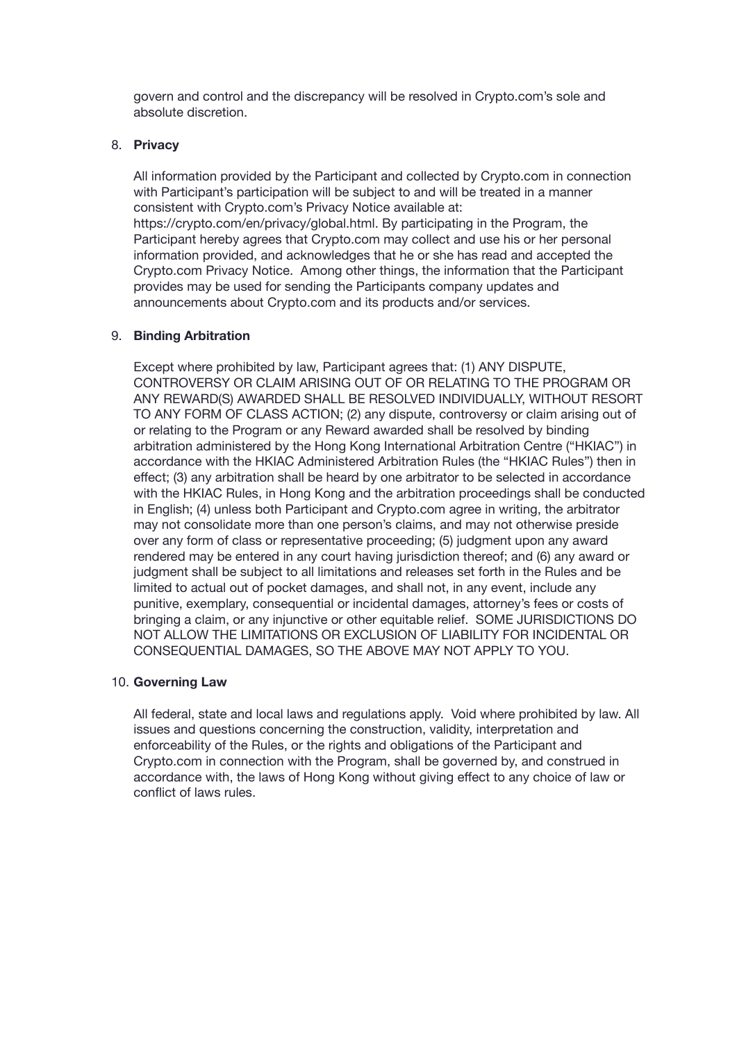govern and control and the discrepancy will be resolved in Crypto.com's sole and absolute discretion.

8. **Privacy**

   All information provided by the Participant and collected by Crypto.com in connection with Participant's participation will be subject to and will be treated in a manner consistent with Crypto.com's Privacy Notice available at: https://crypto.com/en/privacy/global.html. By participating in the Program, the Participant hereby agrees that Crypto.com may collect and use his or her personal information provided, and acknowledges that he or she has read and accepted the Crypto.com Privacy Notice. Among other things, the information that the Participant provides may be used for sending the Participants company updates and announcements about Crypto.com and its products and/or services.

9. **Binding Arbitration**

   Except where prohibited by law, Participant agrees that: (1) ANY DISPUTE, CONTROVERSY OR CLAIM ARISING OUT OF OR RELATING TO THE PROGRAM OR ANY REWARD(S) AWARDED SHALL BE RESOLVED INDIVIDUALLY, WITHOUT RESORT TO ANY FORM OF CLASS ACTION; (2) any dispute, controversy or claim arising out of or relating to the Program or any Reward awarded shall be resolved by binding arbitration administered by the Hong Kong International Arbitration Centre ("HKIAC") in accordance with the HKIAC Administered Arbitration Rules (the "HKIAC Rules") then in effect; (3) any arbitration shall be heard by one arbitrator to be selected in accordance with the HKIAC Rules, in Hong Kong and the arbitration proceedings shall be conducted in English; (4) unless both Participant and Crypto.com agree in writing, the arbitrator may not consolidate more than one person's claims, and may not otherwise preside over any form of class or representative proceeding; (5) judgment upon any award rendered may be entered in any court having jurisdiction thereof; and (6) any award or judgment shall be subject to all limitations and releases set forth in the Rules and be limited to actual out of pocket damages, and shall not, in any event, include any punitive, exemplary, consequential or incidental damages, attorney's fees or costs of bringing a claim, or any injunctive or other equitable relief. SOME JURISDICTIONS DO NOT ALLOW THE LIMITATIONS OR EXCLUSION OF LIABILITY FOR INCIDENTAL OR CONSEQUENTIAL DAMAGES, SO THE ABOVE MAY NOT APPLY TO YOU.

10. **Governing Law**

    All federal, state and local laws and regulations apply. Void where prohibited by law. All issues and questions concerning the construction, validity, interpretation and enforceability of the Rules, or the rights and obligations of the Participant and Crypto.com in connection with the Program, shall be governed by, and construed in accordance with, the laws of Hong Kong without giving effect to any choice of law or conflict of laws rules.